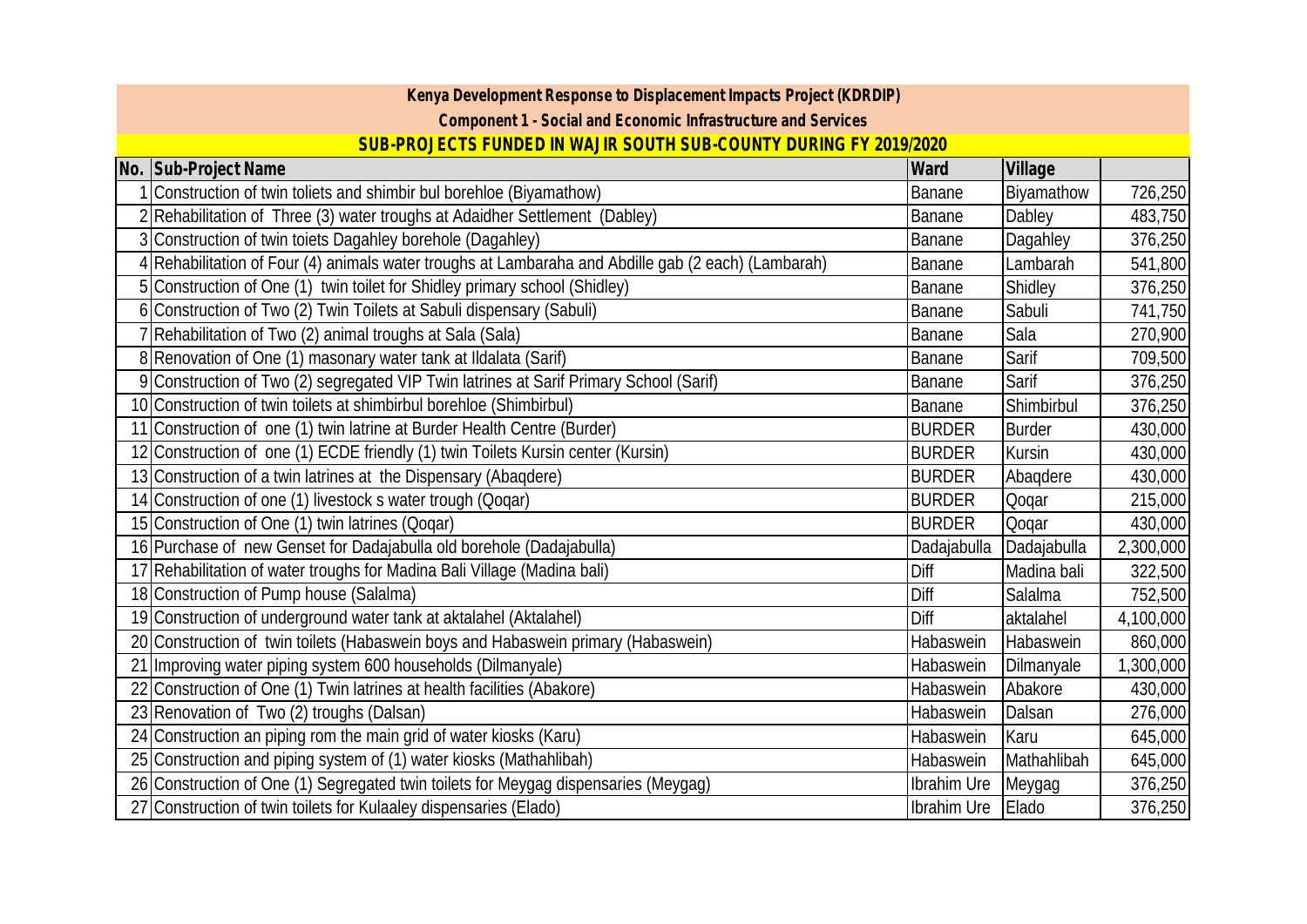**Kenya Development Response to Displacement Impacts Project (KDRDIP)**

**Component 1 - Social and Economic Infrastructure and Services**

**SUB-PROJECTS FUNDED IN WAJIR SOUTH SUB-COUNTY DURING FY 2019/2020**

| No. | Sub-Project Name | Ward | Village | |
|---|---|---|---|---|
| 1 | Construction of twin toliets and shimbir bul borehloe (Biyamathow) | Banane | Biyamathow | 726,250 |
| 2 | Rehabilitation of Three (3) water troughs at Adaidher Settlement (Dabley) | Banane | Dabley | 483,750 |
| 3 | Construction of twin toiets Dagahley borehole (Dagahley) | Banane | Dagahley | 376,250 |
| 4 | Rehabilitation of Four (4) animals water troughs at Lambaraha and Abdille gab (2 each) (Lambarah) | Banane | Lambarah | 541,800 |
| 5 | Construction of One (1) twin toilet for Shidley primary school (Shidley) | Banane | Shidley | 376,250 |
| 6 | Construction of Two (2) Twin Toilets at Sabuli dispensary (Sabuli) | Banane | Sabuli | 741,750 |
| 7 | Rehabilitation of Two (2) animal troughs at Sala (Sala) | Banane | Sala | 270,900 |
| 8 | Renovation of One (1) masonary water tank at Ildalata (Sarif) | Banane | Sarif | 709,500 |
| 9 | Construction of Two (2) segregated VIP Twin latrines at Sarif Primary School (Sarif) | Banane | Sarif | 376,250 |
| 10 | Construction of twin toilets at shimbirbul borehloe (Shimbirbul) | Banane | Shimbirbul | 376,250 |
| 11 | Construction of one (1) twin latrine at Burder Health Centre (Burder) | BURDER | Burder | 430,000 |
| 12 | Construction of one (1) ECDE friendly (1) twin Toilets Kursin center (Kursin) | BURDER | Kursin | 430,000 |
| 13 | Construction of a twin latrines at the Dispensary (Abaqdere) | BURDER | Abaqdere | 430,000 |
| 14 | Construction of one (1) livestock s water trough (Qoqar) | BURDER | Qoqar | 215,000 |
| 15 | Construction of One (1) twin latrines (Qoqar) | BURDER | Qoqar | 430,000 |
| 16 | Purchase of new Genset for Dadajabulla old borehole (Dadajabulla) | Dadajabulla | Dadajabulla | 2,300,000 |
| 17 | Rehabilitation of water troughs for Madina Bali Village (Madina bali) | Diff | Madina bali | 322,500 |
| 18 | Construction of Pump house (Salalma) | Diff | Salalma | 752,500 |
| 19 | Construction of underground water tank at aktalahel (Aktalahel) | Diff | aktalahel | 4,100,000 |
| 20 | Construction of twin toilets (Habaswein boys and Habaswein primary (Habaswein) | Habaswein | Habaswein | 860,000 |
| 21 | Improving water piping system 600 households (Dilmanyale) | Habaswein | Dilmanyale | 1,300,000 |
| 22 | Construction of One (1) Twin latrines at health facilities (Abakore) | Habaswein | Abakore | 430,000 |
| 23 | Renovation of Two (2) troughs (Dalsan) | Habaswein | Dalsan | 276,000 |
| 24 | Construction an piping rom the main grid of water kiosks (Karu) | Habaswein | Karu | 645,000 |
| 25 | Construction and piping system of (1) water kiosks (Mathahlibah) | Habaswein | Mathahlibah | 645,000 |
| 26 | Construction of One (1) Segregated twin toilets for Meygag dispensaries (Meygag) | Ibrahim Ure | Meygag | 376,250 |
| 27 | Construction of twin toilets for Kulaaley dispensaries (Elado) | Ibrahim Ure | Elado | 376,250 |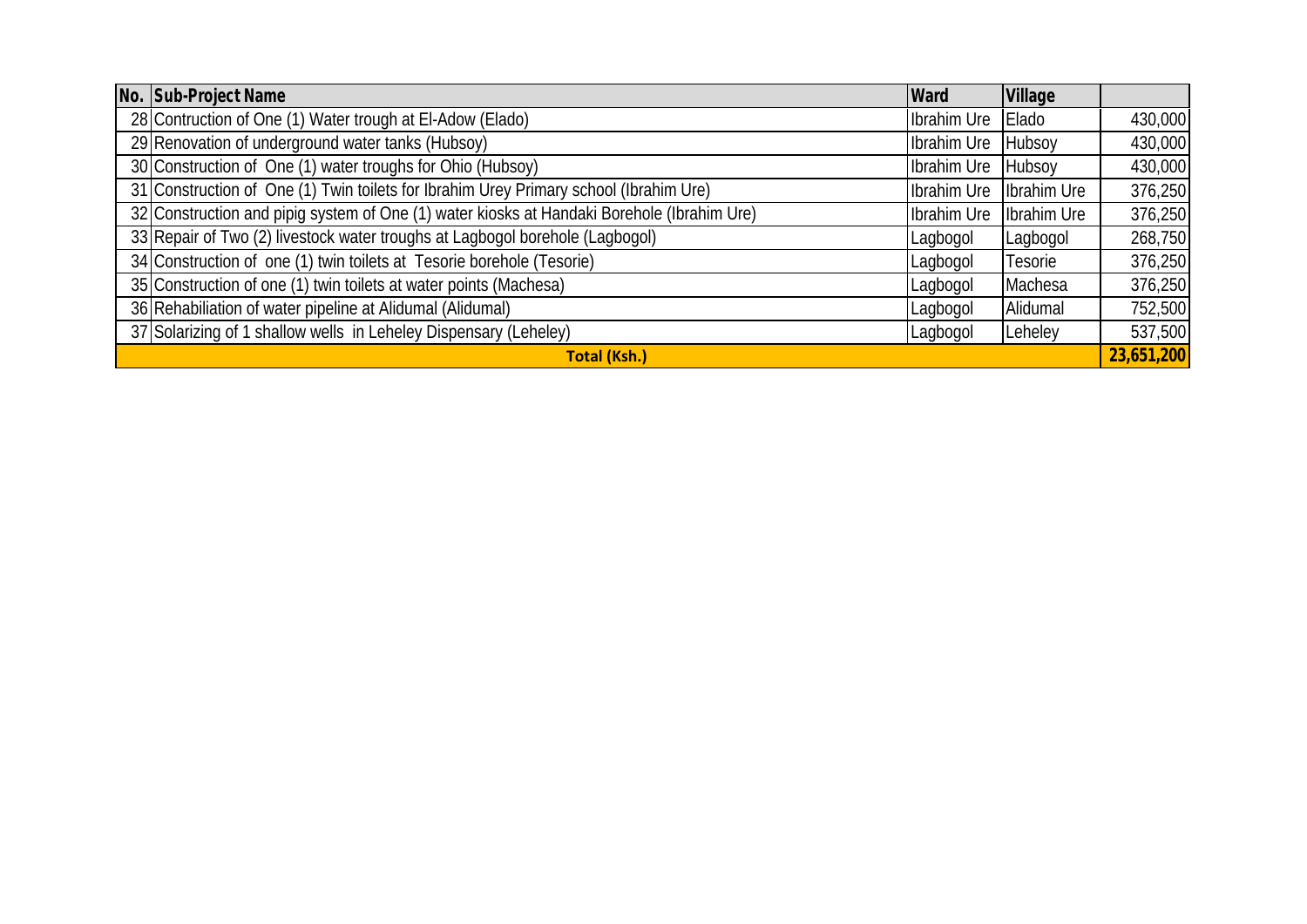| No. | Sub-Project Name | Ward | Village | |
|---|---|---|---|---|
| 28 | Contruction of One (1) Water trough at El-Adow (Elado) | Ibrahim Ure | Elado | 430,000 |
| 29 | Renovation of underground water tanks (Hubsoy) | Ibrahim Ure | Hubsoy | 430,000 |
| 30 | Construction of One (1) water troughs for Ohio (Hubsoy) | Ibrahim Ure | Hubsoy | 430,000 |
| 31 | Construction of One (1) Twin toilets for Ibrahim Urey Primary school (Ibrahim Ure) | Ibrahim Ure | Ibrahim Ure | 376,250 |
| 32 | Construction and pipig system of One (1) water kiosks at Handaki Borehole (Ibrahim Ure) | Ibrahim Ure | Ibrahim Ure | 376,250 |
| 33 | Repair of Two (2) livestock water troughs at Lagbogol borehole (Lagbogol) | Lagbogol | Lagbogol | 268,750 |
| 34 | Construction of one (1) twin toilets at Tesorie borehole (Tesorie) | Lagbogol | Tesorie | 376,250 |
| 35 | Construction of one (1) twin toilets at water points (Machesa) | Lagbogol | Machesa | 376,250 |
| 36 | Rehabiliation of water pipeline at Alidumal (Alidumal) | Lagbogol | Alidumal | 752,500 |
| 37 | Solarizing of 1 shallow wells in Leheley Dispensary (Leheley) | Lagbogol | Leheley | 537,500 |
| **Total (Ksh.)** | | | | **23,651,200** |